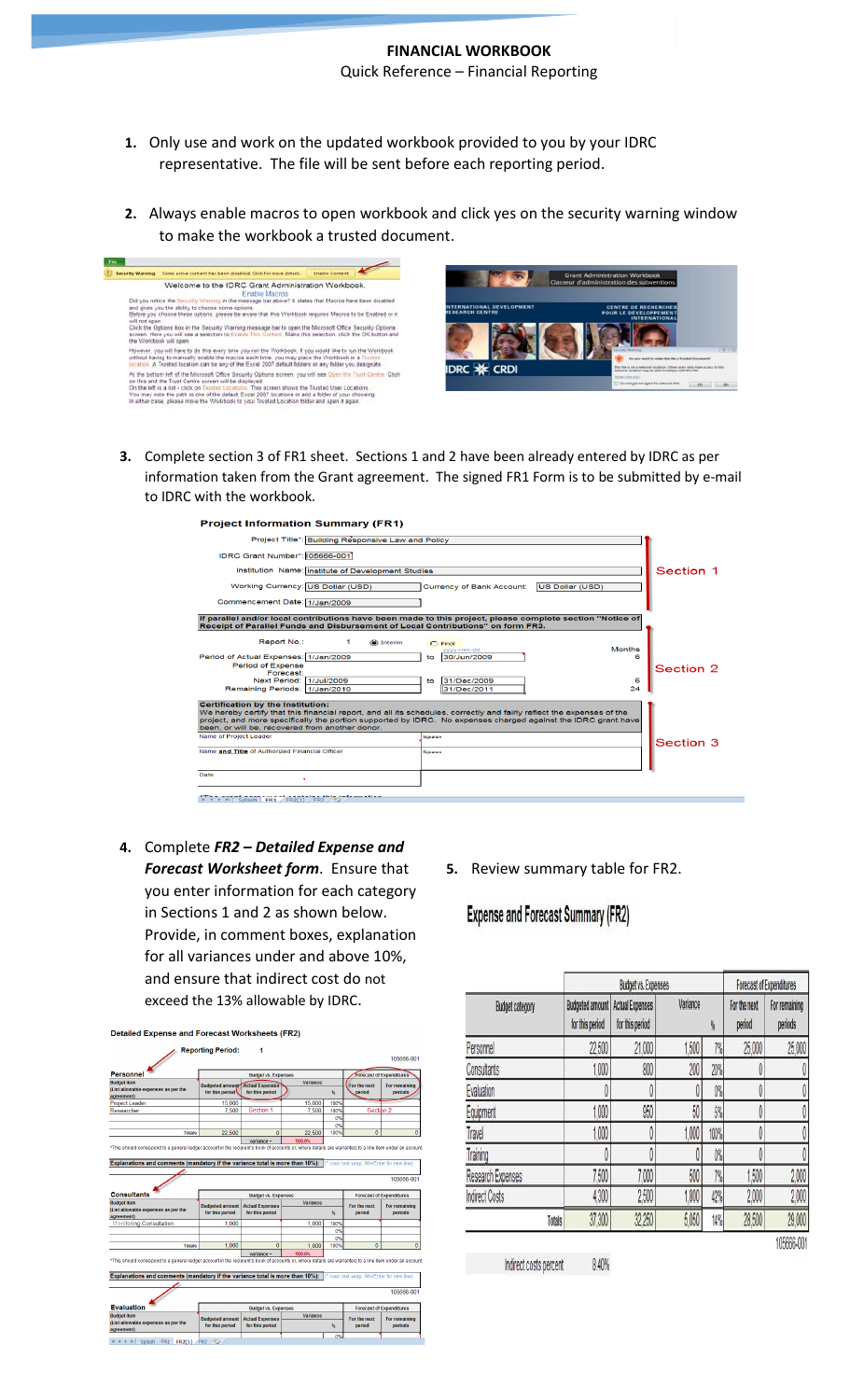# FINANCIAL WORKBOOK

Quick Reference – Financial Reporting

1. Only use and work on the updated workbook provided to you by your IDRC representative. The file will be sent before each reporting period.

2. Always enable macros to open workbook and click yes on the security warning window to make the workbook a trusted document.

3. Complete section 3 of FR1 sheet. Sections 1 and 2 have been already entered by IDRC as per information taken from the Grant agreement. The signed FR1 Form is to be submitted by e-mail to IDRC with the workbook.

4. Complete ***FR2 – Detailed Expense and Forecast Worksheet form***. Ensure that you enter information for each category in Sections 1 and 2 as shown below. Provide, in comment boxes, explanation for all variances under and above 10%, and ensure that indirect cost do not exceed the 13% allowable by IDRC.

5. Review summary table for FR2.

**Expense and Forecast Summary (FR2)**

| Budget category | Budget vs. Expenses | | Variance | | Forecast of Expenditures | |
|---|---|---|---|---|---|---|
| | Budgeted amount for this period | Actual Expenses for this period | | % | For the next period | For remaining periods |
| Personnel | 22,500 | 21,000 | 1,500 | 7% | 25,000 | 25,000 |
| Consultants | 1,000 | 800 | 200 | 20% | 0 | 0 |
| Evaluation | 0 | 0 | 0 | 0% | 0 | 0 |
| Equipment | 1,000 | 950 | 50 | 5% | 0 | 0 |
| Travel | 1,000 | 0 | 1,000 | 100% | 0 | 0 |
| Training | 0 | 0 | 0 | 0% | 0 | 0 |
| Research Expenses | 7,500 | 7,000 | 500 | 7% | 1,500 | 2,000 |
| Indirect Costs | 4,300 | 2,500 | 1,800 | 42% | 2,000 | 2,000 |
| Totals | 37,300 | 32,250 | 5,050 | 14% | 28,500 | 29,000 |

105666-001

Indirect costs percent 8.40%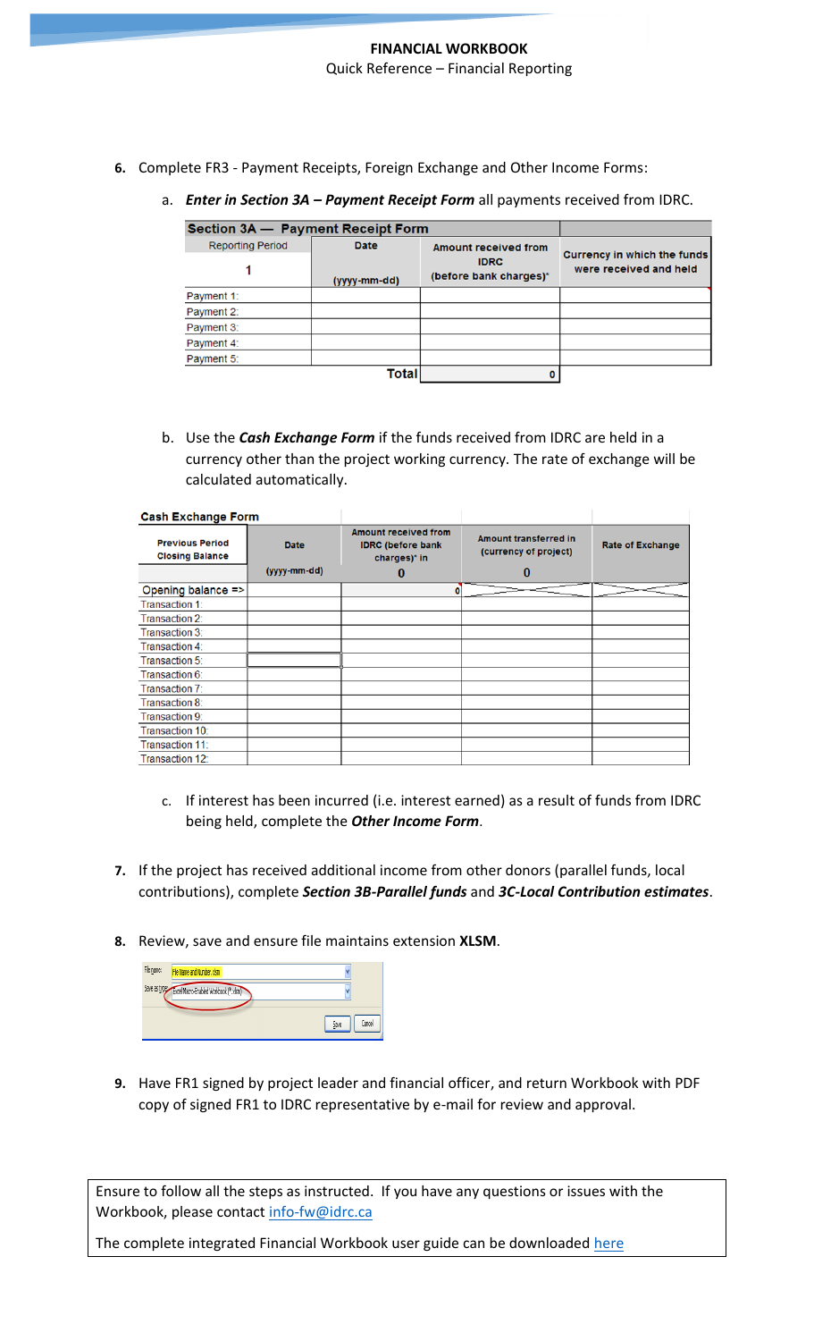6. Complete FR3 - Payment Receipts, Foreign Exchange and Other Income Forms:

   a. ***Enter in Section 3A – Payment Receipt Form*** all payments received from IDRC.

| Section 3A — Payment Receipt Form | | | |
|---|---|---|---|
| Reporting Period 1 | Date (yyyy-mm-dd) | Amount received from IDRC (before bank charges)* | Currency in which the funds were received and held |
| Payment 1: | | | |
| Payment 2: | | | |
| Payment 3: | | | |
| Payment 4: | | | |
| Payment 5: | | | |
| | Total | 0 | |

   b. Use the ***Cash Exchange Form*** if the funds received from IDRC are held in a currency other than the project working currency. The rate of exchange will be calculated automatically.

**Cash Exchange Form**

| Previous Period Closing Balance | Date (yyyy-mm-dd) | Amount received from IDRC (before bank charges)* in 0 | Amount transferred in (currency of project) 0 | Rate of Exchange |
|---|---|---|---|---|
| Opening balance => | | 0 | | |
| Transaction 1: | | | | |
| Transaction 2: | | | | |
| Transaction 3: | | | | |
| Transaction 4: | | | | |
| Transaction 5: | | | | |
| Transaction 6: | | | | |
| Transaction 7: | | | | |
| Transaction 8: | | | | |
| Transaction 9: | | | | |
| Transaction 10: | | | | |
| Transaction 11: | | | | |
| Transaction 12: | | | | |

   c. If interest has been incurred (i.e. interest earned) as a result of funds from IDRC being held, complete the ***Other Income Form***.

7. If the project has received additional income from other donors (parallel funds, local contributions), complete ***Section 3B-Parallel funds*** and ***3C-Local Contribution estimates***.

8. Review, save and ensure file maintains extension **XLSM**.

File name: File Name and Number.xlsm
Save as type: Excel Macro-Enabled Workbook (*.xlsm)
Save Cancel

9. Have FR1 signed by project leader and financial officer, and return Workbook with PDF copy of signed FR1 to IDRC representative by e-mail for review and approval.

Ensure to follow all the steps as instructed. If you have any questions or issues with the Workbook, please contact info-fw@idrc.ca

The complete integrated Financial Workbook user guide can be downloaded here